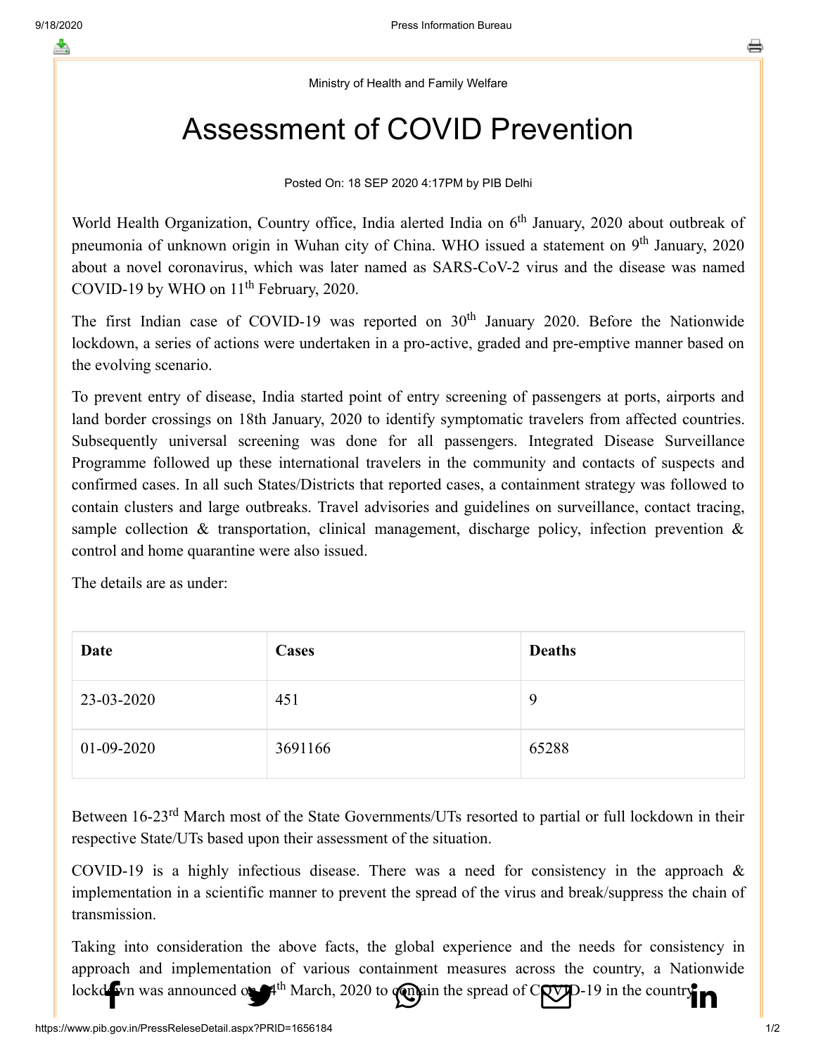Ministry of Health and Family Welfare

# Assessment of COVID Prevention

Posted On: 18 SEP 2020 4:17PM by PIB Delhi

World Health Organization, Country office, India alerted India on 6th January, 2020 about outbreak of pneumonia of unknown origin in Wuhan city of China. WHO issued a statement on 9th January, 2020 about a novel coronavirus, which was later named as SARS-CoV-2 virus and the disease was named COVID-19 by WHO on 11th February, 2020.

The first Indian case of COVID-19 was reported on 30th January 2020. Before the Nationwide lockdown, a series of actions were undertaken in a pro-active, graded and pre-emptive manner based on the evolving scenario.

To prevent entry of disease, India started point of entry screening of passengers at ports, airports and land border crossings on 18th January, 2020 to identify symptomatic travelers from affected countries. Subsequently universal screening was done for all passengers. Integrated Disease Surveillance Programme followed up these international travelers in the community and contacts of suspects and confirmed cases. In all such States/Districts that reported cases, a containment strategy was followed to contain clusters and large outbreaks. Travel advisories and guidelines on surveillance, contact tracing, sample collection & transportation, clinical management, discharge policy, infection prevention & control and home quarantine were also issued.

The details are as under:

| **Date** | **Cases** | **Deaths** |
|---|---|---|
| 23-03-2020 | 451 | 9 |
| 01-09-2020 | 3691166 | 65288 |

Between 16-23rd March most of the State Governments/UTs resorted to partial or full lockdown in their respective State/UTs based upon their assessment of the situation.

COVID-19 is a highly infectious disease. There was a need for consistency in the approach & implementation in a scientific manner to prevent the spread of the virus and break/suppress the chain of transmission.

Taking into consideration the above facts, the global experience and the needs for consistency in approach and implementation of various containment measures across the country, a Nationwide lockdown was announced on 24th March, 2020 to contain the spread of COVID-19 in the country.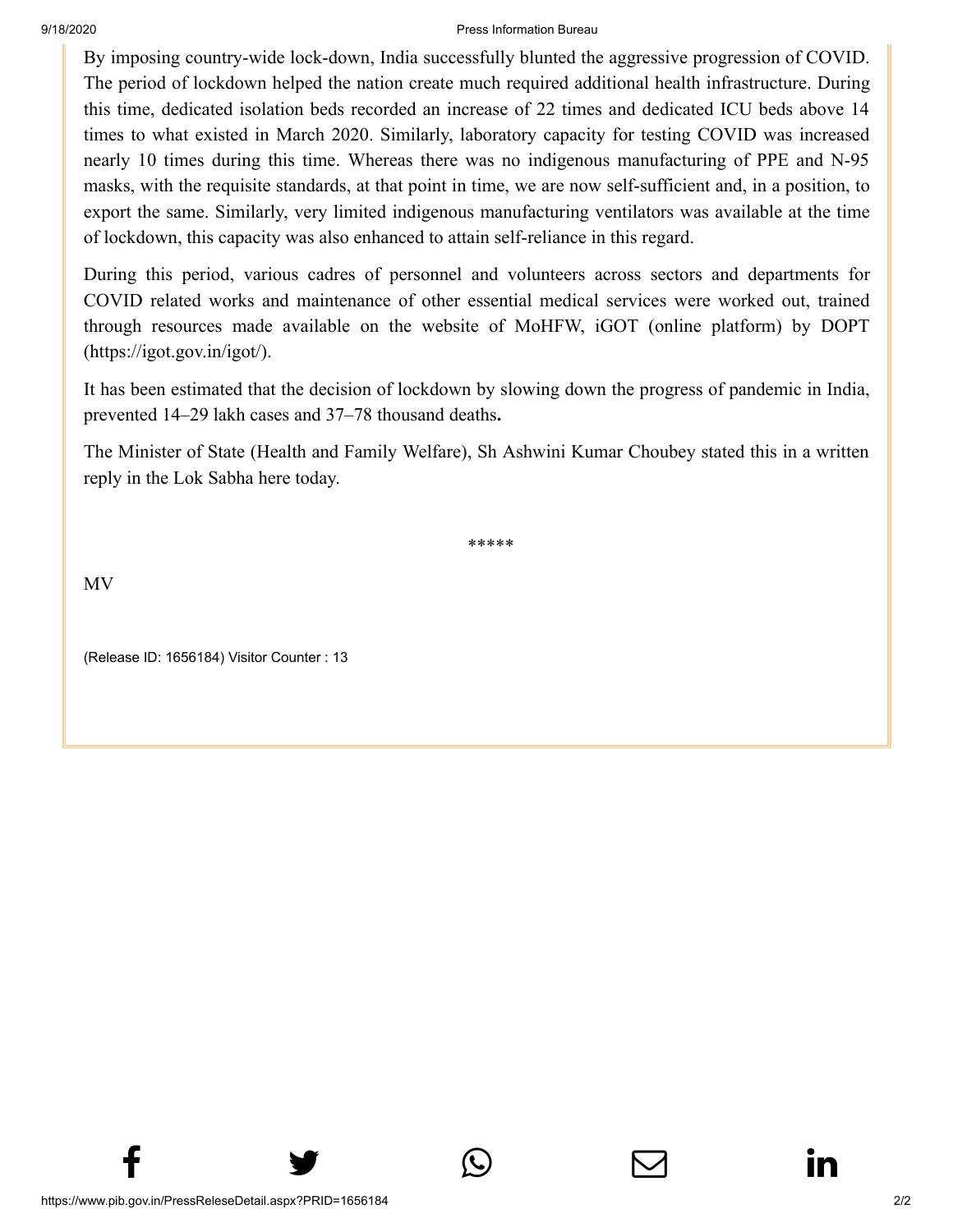By imposing country-wide lock-down, India successfully blunted the aggressive progression of COVID. The period of lockdown helped the nation create much required additional health infrastructure. During this time, dedicated isolation beds recorded an increase of 22 times and dedicated ICU beds above 14 times to what existed in March 2020. Similarly, laboratory capacity for testing COVID was increased nearly 10 times during this time. Whereas there was no indigenous manufacturing of PPE and N-95 masks, with the requisite standards, at that point in time, we are now self-sufficient and, in a position, to export the same. Similarly, very limited indigenous manufacturing ventilators was available at the time of lockdown, this capacity was also enhanced to attain self-reliance in this regard.

During this period, various cadres of personnel and volunteers across sectors and departments for COVID related works and maintenance of other essential medical services were worked out, trained through resources made available on the website of MoHFW, iGOT (online platform) by DOPT (https://igot.gov.in/igot/).

It has been estimated that the decision of lockdown by slowing down the progress of pandemic in India, prevented 14–29 lakh cases and 37–78 thousand deaths**.**

The Minister of State (Health and Family Welfare), Sh Ashwini Kumar Choubey stated this in a written reply in the Lok Sabha here today.

*****

MV

(Release ID: 1656184) Visitor Counter : 13